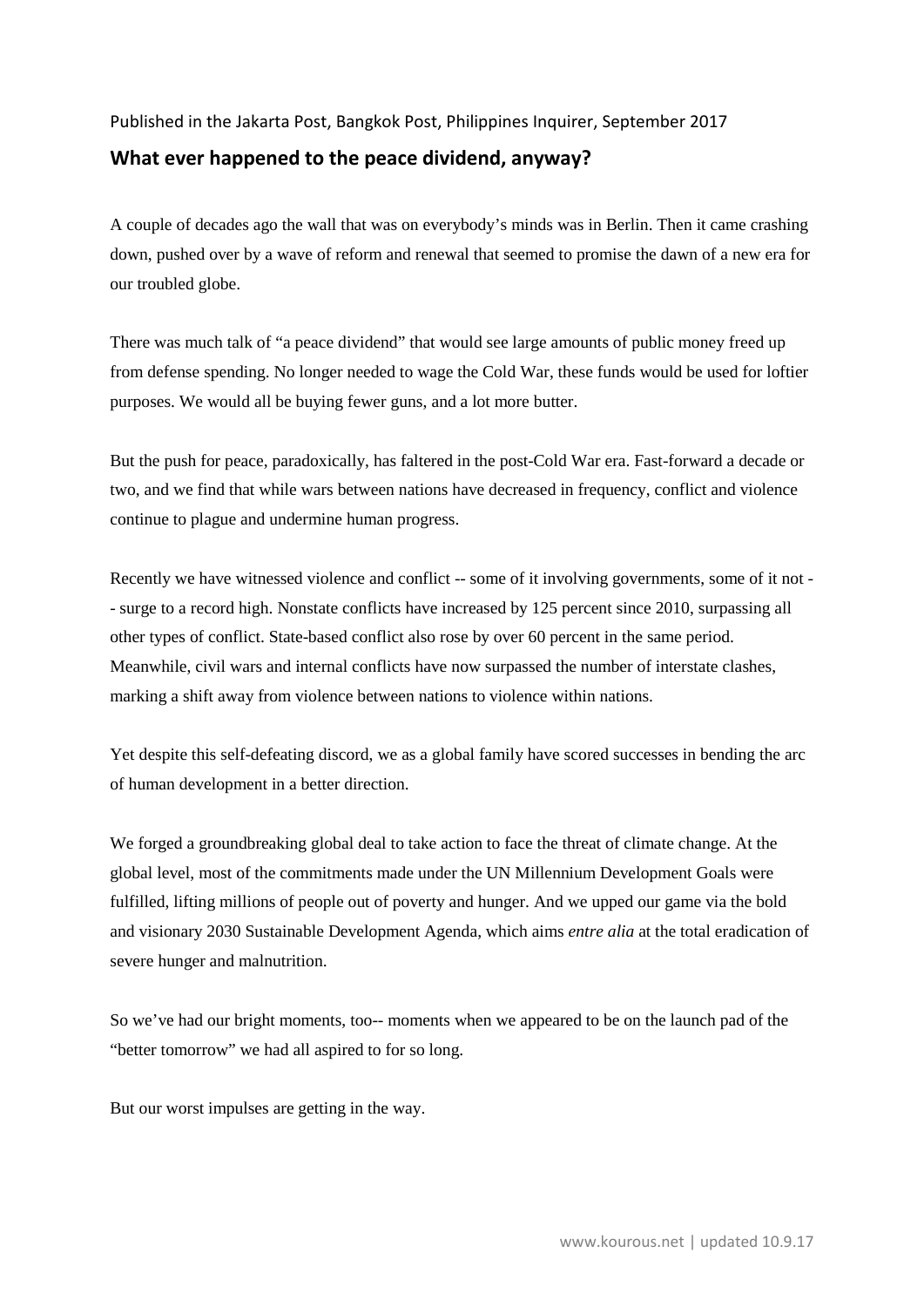Published in the Jakarta Post, Bangkok Post, Philippines Inquirer, September 2017

## What ever happened to the peace dividend, anyway?

A couple of decades ago the wall that was on everybody's minds was in Berlin. Then it came crashing down, pushed over by a wave of reform and renewal that seemed to promise the dawn of a new era for our troubled globe.

There was much talk of "a peace dividend" that would see large amounts of public money freed up from defense spending. No longer needed to wage the Cold War, these funds would be used for loftier purposes. We would all be buying fewer guns, and a lot more butter.

But the push for peace, paradoxically, has faltered in the post-Cold War era. Fast-forward a decade or two, and we find that while wars between nations have decreased in frequency, conflict and violence continue to plague and undermine human progress.

Recently we have witnessed violence and conflict -- some of it involving governments, some of it not -- surge to a record high. Nonstate conflicts have increased by 125 percent since 2010, surpassing all other types of conflict. State-based conflict also rose by over 60 percent in the same period. Meanwhile, civil wars and internal conflicts have now surpassed the number of interstate clashes, marking a shift away from violence between nations to violence within nations.

Yet despite this self-defeating discord, we as a global family have scored successes in bending the arc of human development in a better direction.

We forged a groundbreaking global deal to take action to face the threat of climate change. At the global level, most of the commitments made under the UN Millennium Development Goals were fulfilled, lifting millions of people out of poverty and hunger. And we upped our game via the bold and visionary 2030 Sustainable Development Agenda, which aims *entre alia* at the total eradication of severe hunger and malnutrition.

So we've had our bright moments, too-- moments when we appeared to be on the launch pad of the "better tomorrow" we had all aspired to for so long.

But our worst impulses are getting in the way.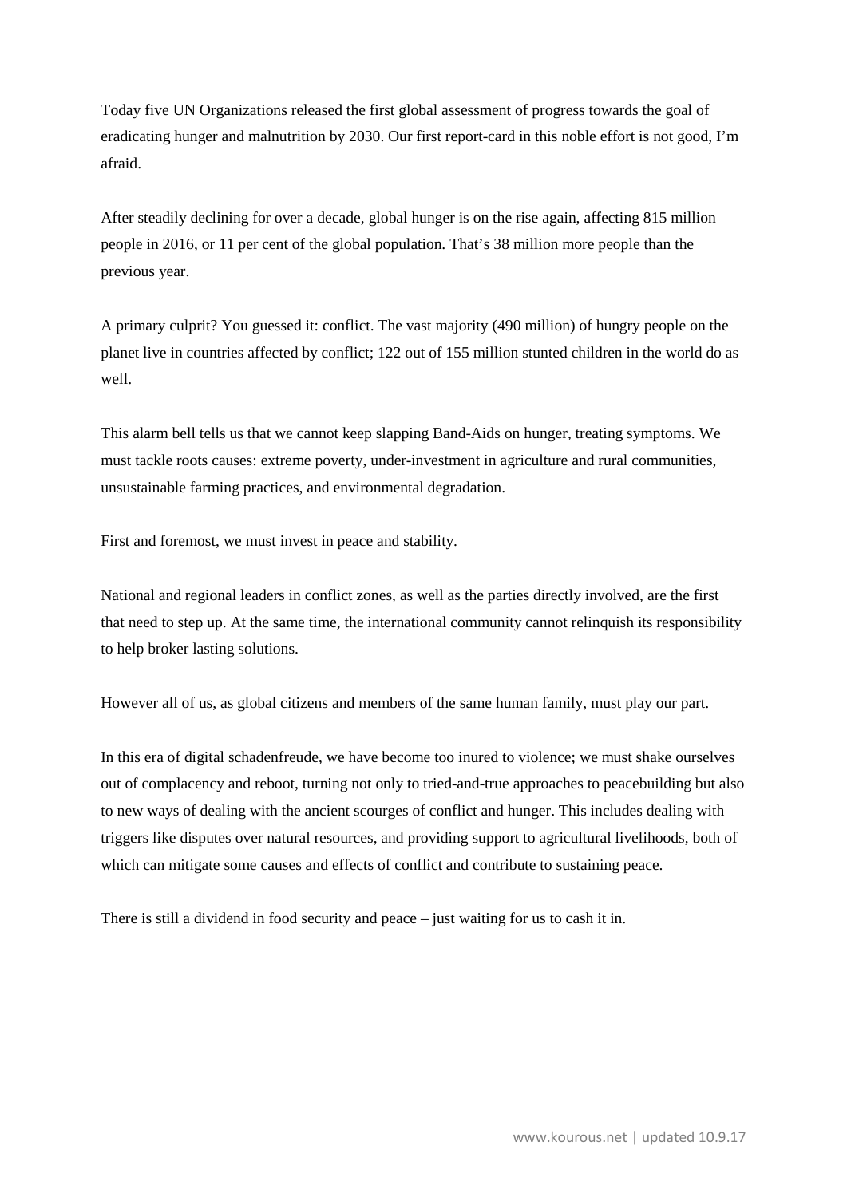Today five UN Organizations released the first global assessment of progress towards the goal of eradicating hunger and malnutrition by 2030. Our first report-card in this noble effort is not good, I'm afraid.

After steadily declining for over a decade, global hunger is on the rise again, affecting 815 million people in 2016, or 11 per cent of the global population. That's 38 million more people than the previous year.

A primary culprit? You guessed it: conflict. The vast majority (490 million) of hungry people on the planet live in countries affected by conflict; 122 out of 155 million stunted children in the world do as well.

This alarm bell tells us that we cannot keep slapping Band-Aids on hunger, treating symptoms. We must tackle roots causes: extreme poverty, under-investment in agriculture and rural communities, unsustainable farming practices, and environmental degradation.

First and foremost, we must invest in peace and stability.

National and regional leaders in conflict zones, as well as the parties directly involved, are the first that need to step up. At the same time, the international community cannot relinquish its responsibility to help broker lasting solutions.

However all of us, as global citizens and members of the same human family, must play our part.

In this era of digital schadenfreude, we have become too inured to violence; we must shake ourselves out of complacency and reboot, turning not only to tried-and-true approaches to peacebuilding but also to new ways of dealing with the ancient scourges of conflict and hunger. This includes dealing with triggers like disputes over natural resources, and providing support to agricultural livelihoods, both of which can mitigate some causes and effects of conflict and contribute to sustaining peace.

There is still a dividend in food security and peace – just waiting for us to cash it in.